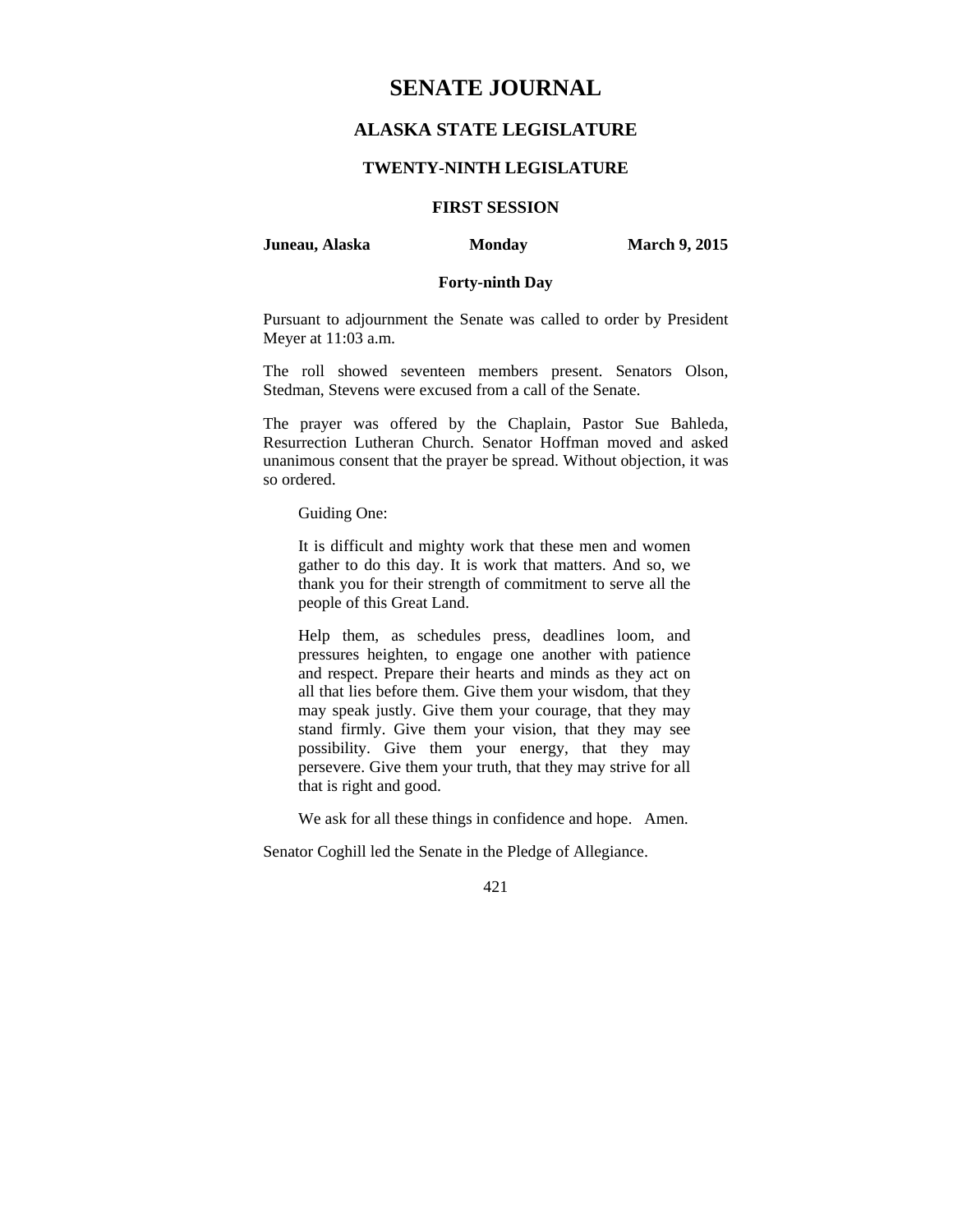# SENATE JOURNAL

## ALASKA STATE LEGISLATURE

### TWENTY-NINTH LEGISLATURE

### FIRST SESSION

**Juneau, Alaska** **Monday** **March 9, 2015**

**Forty-ninth Day**

Pursuant to adjournment the Senate was called to order by President Meyer at 11:03 a.m.

The roll showed seventeen members present. Senators Olson, Stedman, Stevens were excused from a call of the Senate.

The prayer was offered by the Chaplain, Pastor Sue Bahleda, Resurrection Lutheran Church. Senator Hoffman moved and asked unanimous consent that the prayer be spread. Without objection, it was so ordered.

> Guiding One:
>
> It is difficult and mighty work that these men and women gather to do this day. It is work that matters. And so, we thank you for their strength of commitment to serve all the people of this Great Land.
>
> Help them, as schedules press, deadlines loom, and pressures heighten, to engage one another with patience and respect. Prepare their hearts and minds as they act on all that lies before them. Give them your wisdom, that they may speak justly. Give them your courage, that they may stand firmly. Give them your vision, that they may see possibility. Give them your energy, that they may persevere. Give them your truth, that they may strive for all that is right and good.
>
> We ask for all these things in confidence and hope. Amen.

Senator Coghill led the Senate in the Pledge of Allegiance.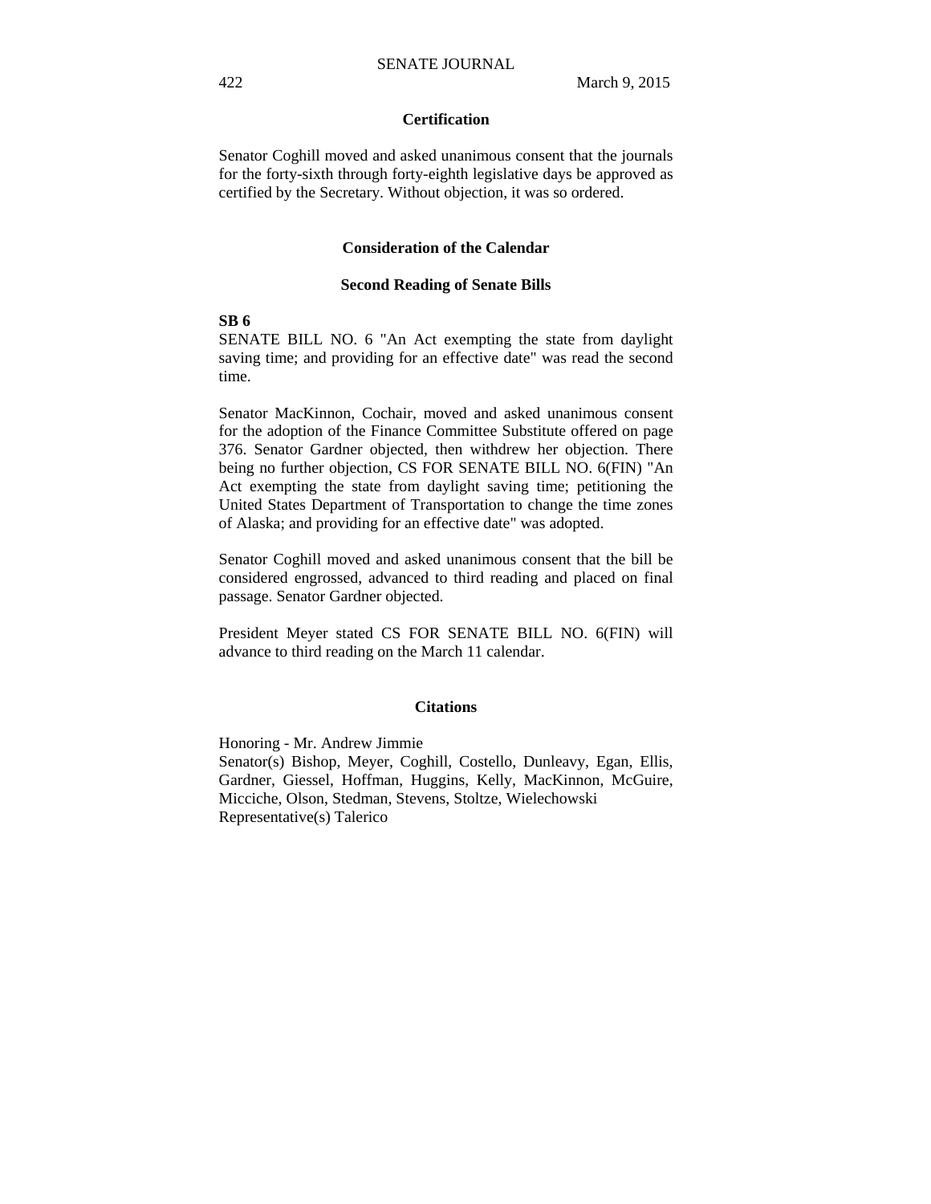## Certification

Senator Coghill moved and asked unanimous consent that the journals for the forty-sixth through forty-eighth legislative days be approved as certified by the Secretary. Without objection, it was so ordered.

## Consideration of the Calendar

### Second Reading of Senate Bills

**SB 6**

SENATE BILL NO. 6 "An Act exempting the state from daylight saving time; and providing for an effective date" was read the second time.

Senator MacKinnon, Cochair, moved and asked unanimous consent for the adoption of the Finance Committee Substitute offered on page 376. Senator Gardner objected, then withdrew her objection. There being no further objection, CS FOR SENATE BILL NO. 6(FIN) "An Act exempting the state from daylight saving time; petitioning the United States Department of Transportation to change the time zones of Alaska; and providing for an effective date" was adopted.

Senator Coghill moved and asked unanimous consent that the bill be considered engrossed, advanced to third reading and placed on final passage. Senator Gardner objected.

President Meyer stated CS FOR SENATE BILL NO. 6(FIN) will advance to third reading on the March 11 calendar.

## Citations

Honoring - Mr. Andrew Jimmie
Senator(s) Bishop, Meyer, Coghill, Costello, Dunleavy, Egan, Ellis, Gardner, Giessel, Hoffman, Huggins, Kelly, MacKinnon, McGuire, Micciche, Olson, Stedman, Stevens, Stoltze, Wielechowski
Representative(s) Talerico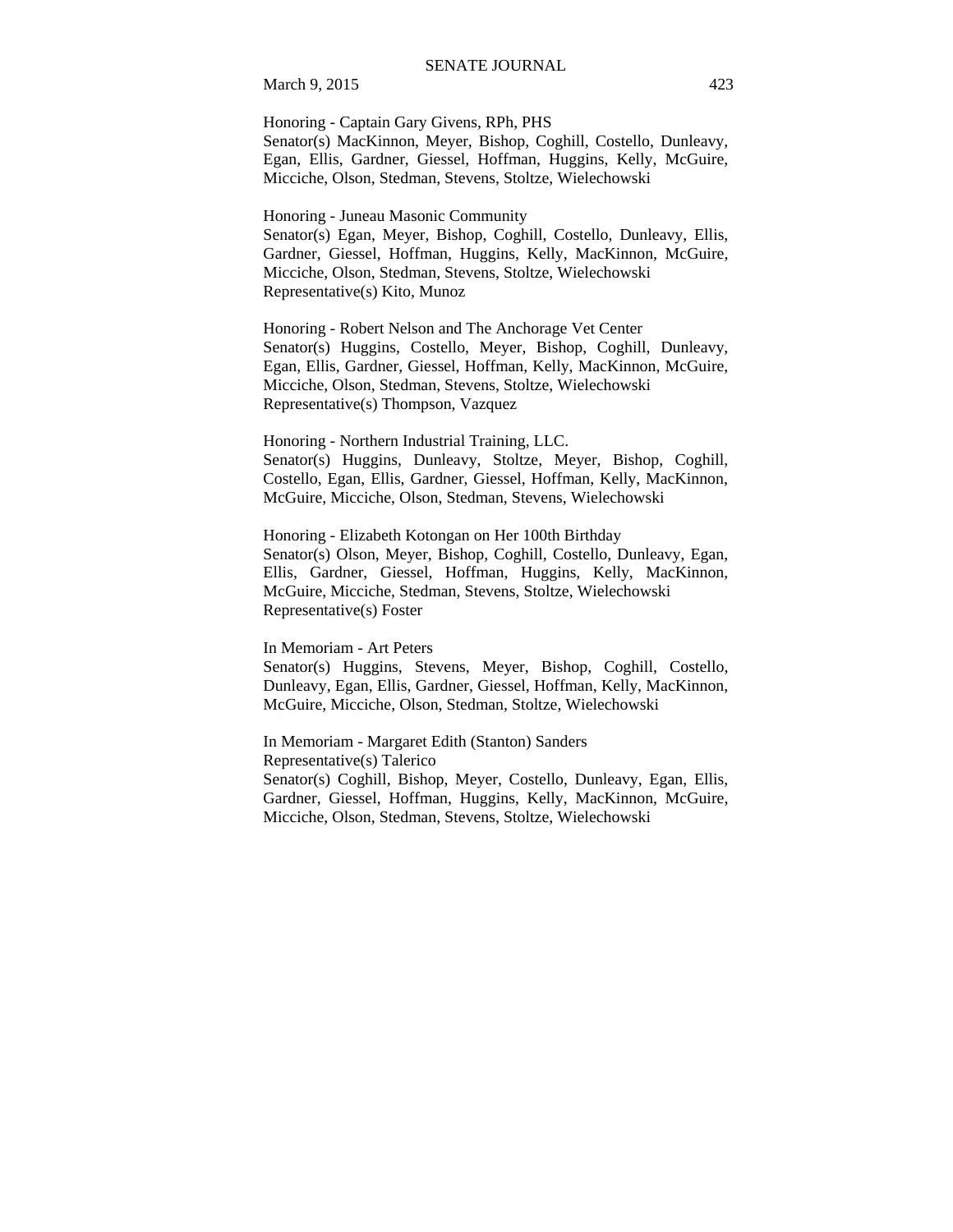Honoring - Captain Gary Givens, RPh, PHS
Senator(s) MacKinnon, Meyer, Bishop, Coghill, Costello, Dunleavy, Egan, Ellis, Gardner, Giessel, Hoffman, Huggins, Kelly, McGuire, Micciche, Olson, Stedman, Stevens, Stoltze, Wielechowski

Honoring - Juneau Masonic Community
Senator(s) Egan, Meyer, Bishop, Coghill, Costello, Dunleavy, Ellis, Gardner, Giessel, Hoffman, Huggins, Kelly, MacKinnon, McGuire, Micciche, Olson, Stedman, Stevens, Stoltze, Wielechowski
Representative(s) Kito, Munoz

Honoring - Robert Nelson and The Anchorage Vet Center
Senator(s) Huggins, Costello, Meyer, Bishop, Coghill, Dunleavy, Egan, Ellis, Gardner, Giessel, Hoffman, Kelly, MacKinnon, McGuire, Micciche, Olson, Stedman, Stevens, Stoltze, Wielechowski
Representative(s) Thompson, Vazquez

Honoring - Northern Industrial Training, LLC.
Senator(s) Huggins, Dunleavy, Stoltze, Meyer, Bishop, Coghill, Costello, Egan, Ellis, Gardner, Giessel, Hoffman, Kelly, MacKinnon, McGuire, Micciche, Olson, Stedman, Stevens, Wielechowski

Honoring - Elizabeth Kotongan on Her 100th Birthday
Senator(s) Olson, Meyer, Bishop, Coghill, Costello, Dunleavy, Egan, Ellis, Gardner, Giessel, Hoffman, Huggins, Kelly, MacKinnon, McGuire, Micciche, Stedman, Stevens, Stoltze, Wielechowski
Representative(s) Foster

In Memoriam - Art Peters
Senator(s) Huggins, Stevens, Meyer, Bishop, Coghill, Costello, Dunleavy, Egan, Ellis, Gardner, Giessel, Hoffman, Kelly, MacKinnon, McGuire, Micciche, Olson, Stedman, Stoltze, Wielechowski

In Memoriam - Margaret Edith (Stanton) Sanders
Representative(s) Talerico
Senator(s) Coghill, Bishop, Meyer, Costello, Dunleavy, Egan, Ellis, Gardner, Giessel, Hoffman, Huggins, Kelly, MacKinnon, McGuire, Micciche, Olson, Stedman, Stevens, Stoltze, Wielechowski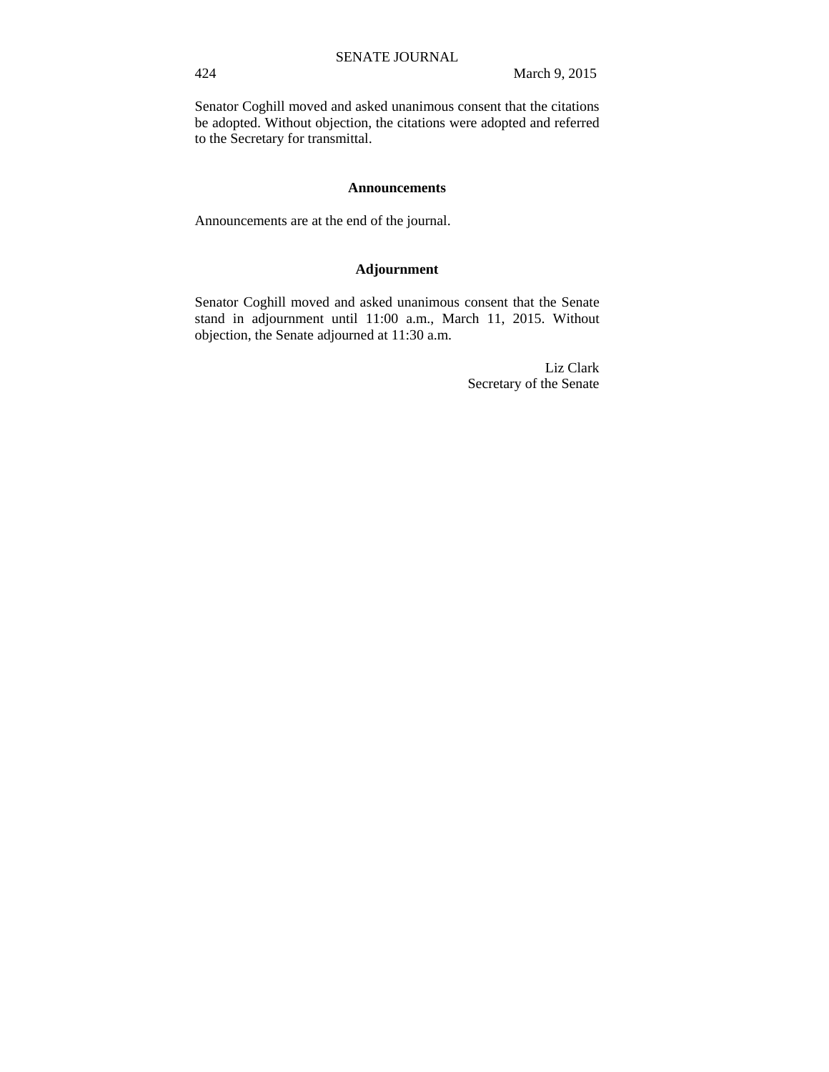Senator Coghill moved and asked unanimous consent that the citations be adopted. Without objection, the citations were adopted and referred to the Secretary for transmittal.

## Announcements

Announcements are at the end of the journal.

## Adjournment

Senator Coghill moved and asked unanimous consent that the Senate stand in adjournment until 11:00 a.m., March 11, 2015. Without objection, the Senate adjourned at 11:30 a.m.

Liz Clark
Secretary of the Senate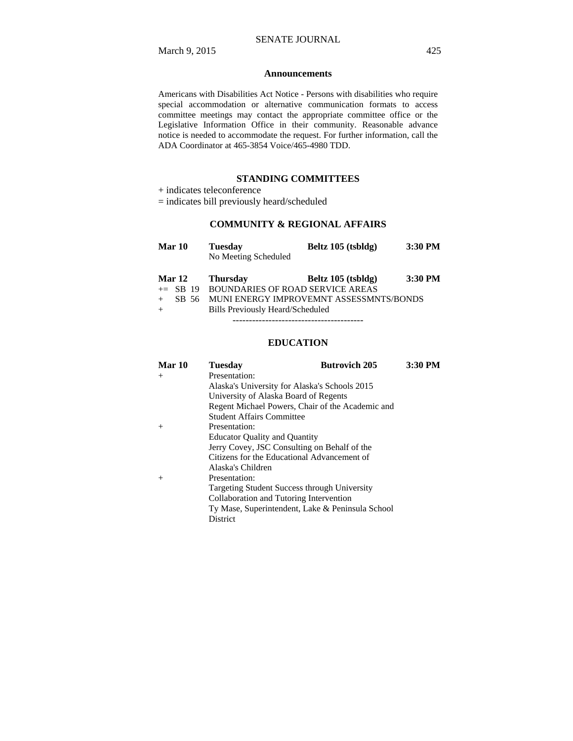## Announcements

Americans with Disabilities Act Notice - Persons with disabilities who require special accommodation or alternative communication formats to access committee meetings may contact the appropriate committee office or the Legislative Information Office in their community. Reasonable advance notice is needed to accommodate the request. For further information, call the ADA Coordinator at 465-3854 Voice/465-4980 TDD.

## STANDING COMMITTEES

+ indicates teleconference

= indicates bill previously heard/scheduled

### COMMUNITY & REGIONAL AFFAIRS

**Mar 10** **Tuesday** **Beltz 105 (tsbldg)** **3:30 PM**

No Meeting Scheduled

**Mar 12** **Thursday** **Beltz 105 (tsbldg)** **3:30 PM**

+= SB 19 BOUNDARIES OF ROAD SERVICE AREAS

+ SB 56 MUNI ENERGY IMPROVEMNT ASSESSMNTS/BONDS

+ Bills Previously Heard/Scheduled

----------------------------------------

### EDUCATION

**Mar 10** **Tuesday** **Butrovich 205** **3:30 PM**

+ Presentation:
Alaska's University for Alaska's Schools 2015
University of Alaska Board of Regents
Regent Michael Powers, Chair of the Academic and Student Affairs Committee

+ Presentation:
Educator Quality and Quantity
Jerry Covey, JSC Consulting on Behalf of the Citizens for the Educational Advancement of Alaska's Children

+ Presentation:
Targeting Student Success through University Collaboration and Tutoring Intervention
Ty Mase, Superintendent, Lake & Peninsula School District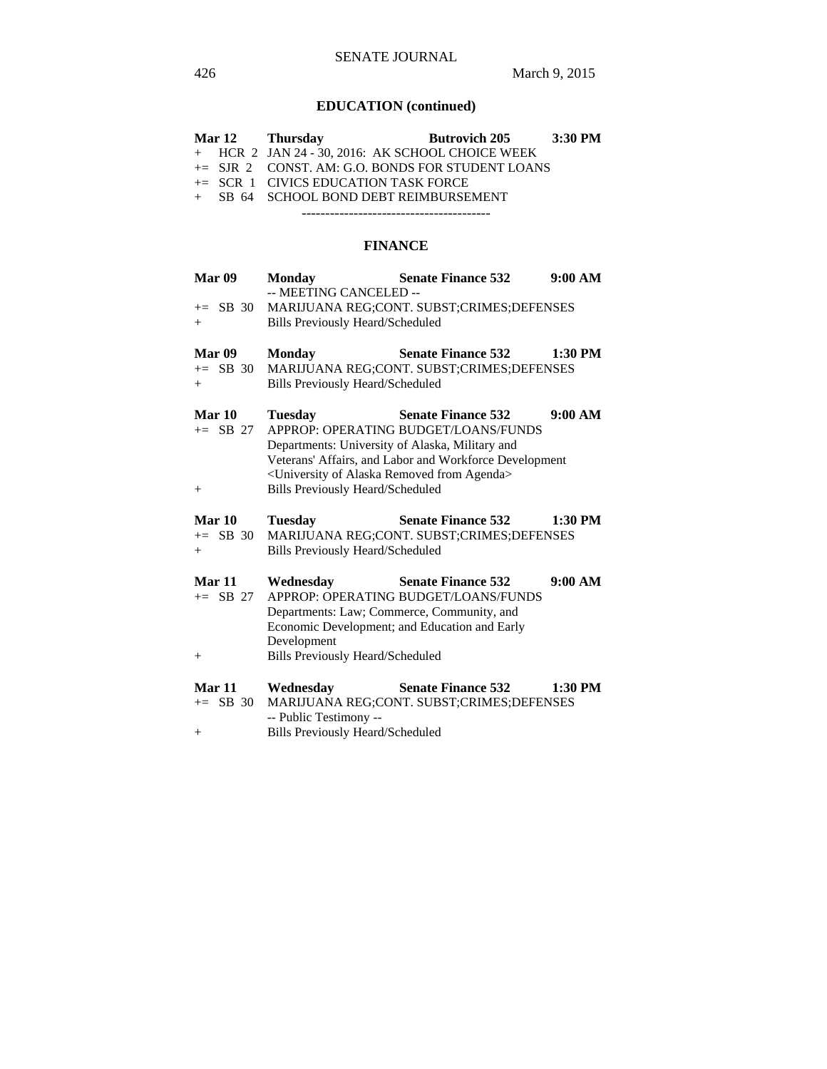## EDUCATION (continued)

**Mar 12 Thursday Butrovich 205 3:30 PM**

+ HCR 2 JAN 24 - 30, 2016: AK SCHOOL CHOICE WEEK
+= SJR 2 CONST. AM: G.O. BONDS FOR STUDENT LOANS
+= SCR 1 CIVICS EDUCATION TASK FORCE
+ SB 64 SCHOOL BOND DEBT REIMBURSEMENT

----------------------------------------

## FINANCE

**Mar 09 Monday Senate Finance 532 9:00 AM**

-- MEETING CANCELED --
+= SB 30 MARIJUANA REG;CONT. SUBST;CRIMES;DEFENSES
+ Bills Previously Heard/Scheduled

**Mar 09 Monday Senate Finance 532 1:30 PM**

+= SB 30 MARIJUANA REG;CONT. SUBST;CRIMES;DEFENSES
+ Bills Previously Heard/Scheduled

**Mar 10 Tuesday Senate Finance 532 9:00 AM**

+= SB 27 APPROP: OPERATING BUDGET/LOANS/FUNDS
Departments: University of Alaska, Military and Veterans' Affairs, and Labor and Workforce Development
<University of Alaska Removed from Agenda>
+ Bills Previously Heard/Scheduled

**Mar 10 Tuesday Senate Finance 532 1:30 PM**

+= SB 30 MARIJUANA REG;CONT. SUBST;CRIMES;DEFENSES
+ Bills Previously Heard/Scheduled

**Mar 11 Wednesday Senate Finance 532 9:00 AM**

+= SB 27 APPROP: OPERATING BUDGET/LOANS/FUNDS
Departments: Law; Commerce, Community, and Economic Development; and Education and Early Development
+ Bills Previously Heard/Scheduled

**Mar 11 Wednesday Senate Finance 532 1:30 PM**

+= SB 30 MARIJUANA REG;CONT. SUBST;CRIMES;DEFENSES
-- Public Testimony --
+ Bills Previously Heard/Scheduled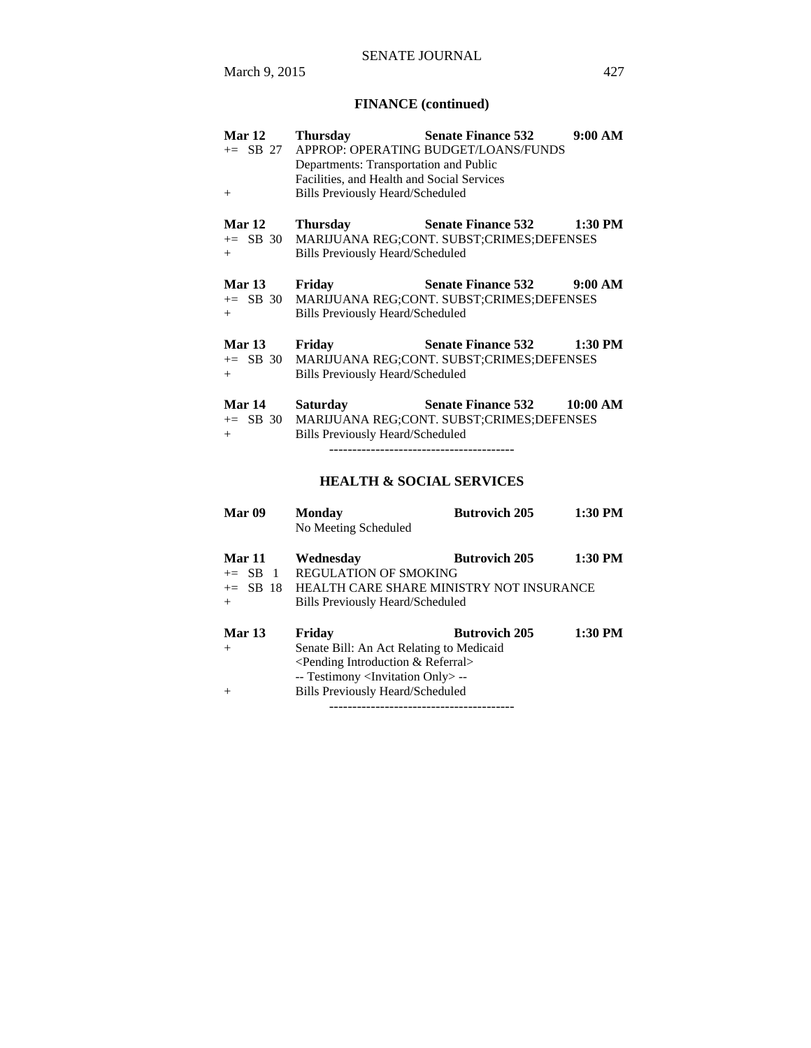## FINANCE (continued)

**Mar 12** **Thursday** **Senate Finance 532** **9:00 AM**

+= SB 27 APPROP: OPERATING BUDGET/LOANS/FUNDS
Departments: Transportation and Public Facilities, and Health and Social Services

\+ Bills Previously Heard/Scheduled

**Mar 12** **Thursday** **Senate Finance 532** **1:30 PM**

+= SB 30 MARIJUANA REG;CONT. SUBST;CRIMES;DEFENSES

\+ Bills Previously Heard/Scheduled

**Mar 13** **Friday** **Senate Finance 532** **9:00 AM**

+= SB 30 MARIJUANA REG;CONT. SUBST;CRIMES;DEFENSES

\+ Bills Previously Heard/Scheduled

**Mar 13** **Friday** **Senate Finance 532** **1:30 PM**

+= SB 30 MARIJUANA REG;CONT. SUBST;CRIMES;DEFENSES

\+ Bills Previously Heard/Scheduled

**Mar 14** **Saturday** **Senate Finance 532** **10:00 AM**

+= SB 30 MARIJUANA REG;CONT. SUBST;CRIMES;DEFENSES

\+ Bills Previously Heard/Scheduled

----------------------------------------

## HEALTH & SOCIAL SERVICES

**Mar 09** **Monday** **Butrovich 205** **1:30 PM**

No Meeting Scheduled

**Mar 11** **Wednesday** **Butrovich 205** **1:30 PM**

+= SB 1 REGULATION OF SMOKING

+= SB 18 HEALTH CARE SHARE MINISTRY NOT INSURANCE

\+ Bills Previously Heard/Scheduled

**Mar 13** **Friday** **Butrovich 205** **1:30 PM**

\+ Senate Bill: An Act Relating to Medicaid
<Pending Introduction & Referral>
-- Testimony <Invitation Only> --

\+ Bills Previously Heard/Scheduled

----------------------------------------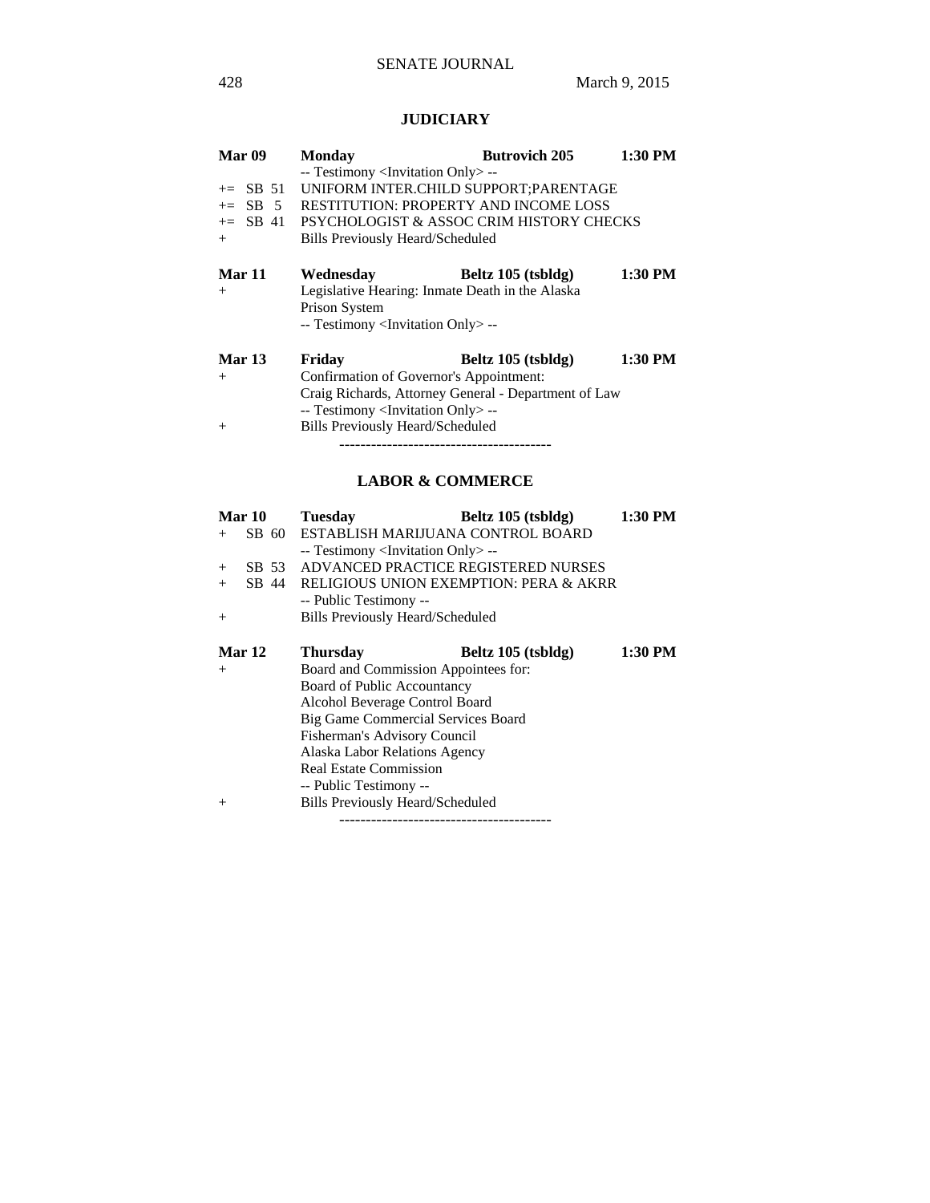## JUDICIARY

**Mar 09** **Monday** **Butrovich 205** **1:30 PM**

-- Testimony <Invitation Only> --

+= SB 51 UNIFORM INTER.CHILD SUPPORT;PARENTAGE

+= SB 5 RESTITUTION: PROPERTY AND INCOME LOSS

+= SB 41 PSYCHOLOGIST & ASSOC CRIM HISTORY CHECKS

\+ Bills Previously Heard/Scheduled

**Mar 11** **Wednesday** **Beltz 105 (tsbldg)** **1:30 PM**

\+ Legislative Hearing: Inmate Death in the Alaska Prison System

-- Testimony <Invitation Only> --

**Mar 13** **Friday** **Beltz 105 (tsbldg)** **1:30 PM**

\+ Confirmation of Governor's Appointment:
Craig Richards, Attorney General - Department of Law

-- Testimony <Invitation Only> --

\+ Bills Previously Heard/Scheduled

----------------------------------------

## LABOR & COMMERCE

**Mar 10** **Tuesday** **Beltz 105 (tsbldg)** **1:30 PM**

\+ SB 60 ESTABLISH MARIJUANA CONTROL BOARD

-- Testimony <Invitation Only> --

\+ SB 53 ADVANCED PRACTICE REGISTERED NURSES

\+ SB 44 RELIGIOUS UNION EXEMPTION: PERA & AKRR

-- Public Testimony --

\+ Bills Previously Heard/Scheduled

**Mar 12** **Thursday** **Beltz 105 (tsbldg)** **1:30 PM**

\+ Board and Commission Appointees for:
Board of Public Accountancy
Alcohol Beverage Control Board
Big Game Commercial Services Board
Fisherman's Advisory Council
Alaska Labor Relations Agency
Real Estate Commission

-- Public Testimony --

\+ Bills Previously Heard/Scheduled

----------------------------------------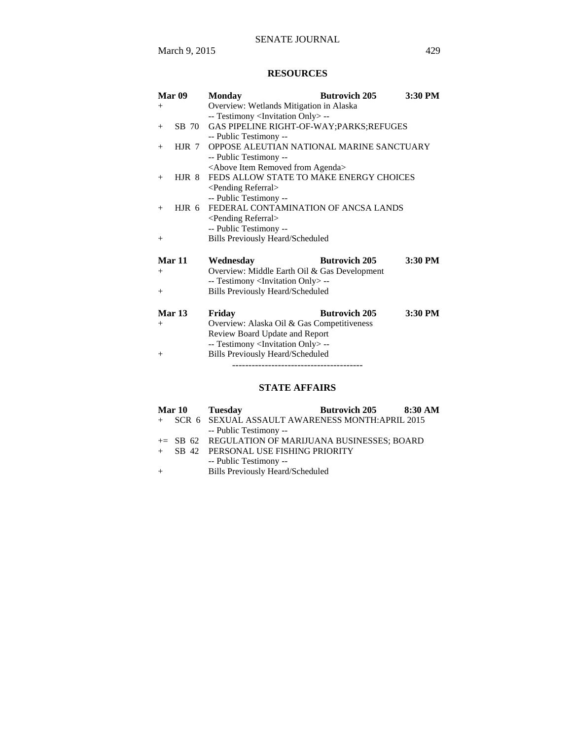## RESOURCES

| | | | | |
|---|---|---|---|---|
| **Mar 09** | | **Monday** | **Butrovich 205** | **3:30 PM** |
| + | | Overview: Wetlands Mitigation in Alaska | | |
| | | -- Testimony <Invitation Only> -- | | |
| + | SB 70 | GAS PIPELINE RIGHT-OF-WAY;PARKS;REFUGES | | |
| | | -- Public Testimony -- | | |
| + | HJR 7 | OPPOSE ALEUTIAN NATIONAL MARINE SANCTUARY | | |
| | | -- Public Testimony -- | | |
| | | <Above Item Removed from Agenda> | | |
| + | HJR 8 | FEDS ALLOW STATE TO MAKE ENERGY CHOICES | | |
| | | <Pending Referral> | | |
| | | -- Public Testimony -- | | |
| + | HJR 6 | FEDERAL CONTAMINATION OF ANCSA LANDS | | |
| | | <Pending Referral> | | |
| | | -- Public Testimony -- | | |
| + | | Bills Previously Heard/Scheduled | | |

| | | | | |
|---|---|---|---|---|
| **Mar 11** | | **Wednesday** | **Butrovich 205** | **3:30 PM** |
| + | | Overview: Middle Earth Oil & Gas Development | | |
| | | -- Testimony <Invitation Only> -- | | |
| + | | Bills Previously Heard/Scheduled | | |

| | | | | |
|---|---|---|---|---|
| **Mar 13** | | **Friday** | **Butrovich 205** | **3:30 PM** |
| + | | Overview: Alaska Oil & Gas Competitiveness Review Board Update and Report | | |
| | | -- Testimony <Invitation Only> -- | | |
| + | | Bills Previously Heard/Scheduled | | |

----------------------------------------

## STATE AFFAIRS

| | | | | |
|---|---|---|---|---|
| **Mar 10** | | **Tuesday** | **Butrovich 205** | **8:30 AM** |
| + | SCR 6 | SEXUAL ASSAULT AWARENESS MONTH:APRIL 2015 | | |
| | | -- Public Testimony -- | | |
| += | SB 62 | REGULATION OF MARIJUANA BUSINESSES; BOARD | | |
| + | SB 42 | PERSONAL USE FISHING PRIORITY | | |
| | | -- Public Testimony -- | | |
| + | | Bills Previously Heard/Scheduled | | |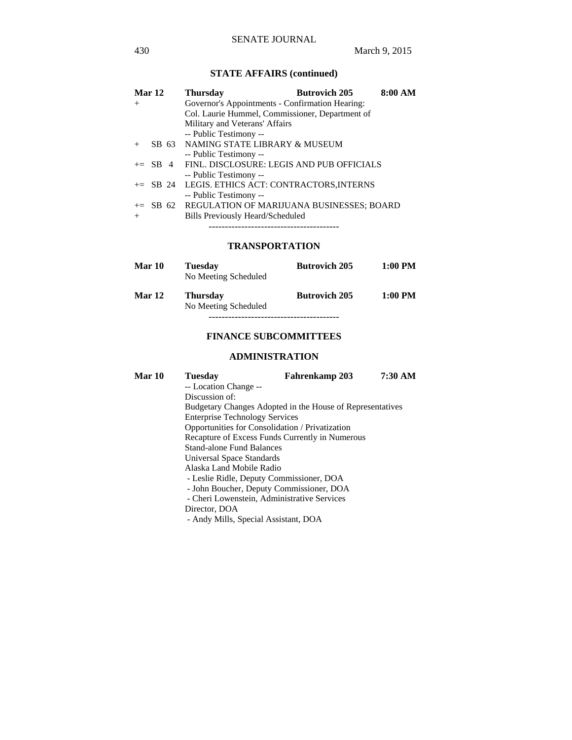## STATE AFFAIRS (continued)

| | | | |
|---|---|---|---|
| **Mar 12** | **Thursday** | **Butrovich 205** | **8:00 AM** |
| + | Governor's Appointments - Confirmation Hearing: Col. Laurie Hummel, Commissioner, Department of Military and Veterans' Affairs | | |
| | -- Public Testimony -- | | |
| + SB 63 | NAMING STATE LIBRARY & MUSEUM | | |
| | -- Public Testimony -- | | |
| += SB 4 | FINL. DISCLOSURE: LEGIS AND PUB OFFICIALS | | |
| | -- Public Testimony -- | | |
| += SB 24 | LEGIS. ETHICS ACT: CONTRACTORS,INTERNS | | |
| | -- Public Testimony -- | | |
| += SB 62 | REGULATION OF MARIJUANA BUSINESSES; BOARD | | |
| + | Bills Previously Heard/Scheduled | | |

----------------------------------------

## TRANSPORTATION

| | | | |
|---|---|---|---|
| **Mar 10** | **Tuesday** | **Butrovich 205** | **1:00 PM** |
| | No Meeting Scheduled | | |
| **Mar 12** | **Thursday** | **Butrovich 205** | **1:00 PM** |
| | No Meeting Scheduled | | |

----------------------------------------

## FINANCE SUBCOMMITTEES

### ADMINISTRATION

| | | | |
|---|---|---|---|
| **Mar 10** | **Tuesday** | **Fahrenkamp 203** | **7:30 AM** |

-- Location Change --
Discussion of:
Budgetary Changes Adopted in the House of Representatives
Enterprise Technology Services
Opportunities for Consolidation / Privatization
Recapture of Excess Funds Currently in Numerous
Stand-alone Fund Balances
Universal Space Standards
Alaska Land Mobile Radio
- Leslie Ridle, Deputy Commissioner, DOA
- John Boucher, Deputy Commissioner, DOA
- Cheri Lowenstein, Administrative Services
Director, DOA
- Andy Mills, Special Assistant, DOA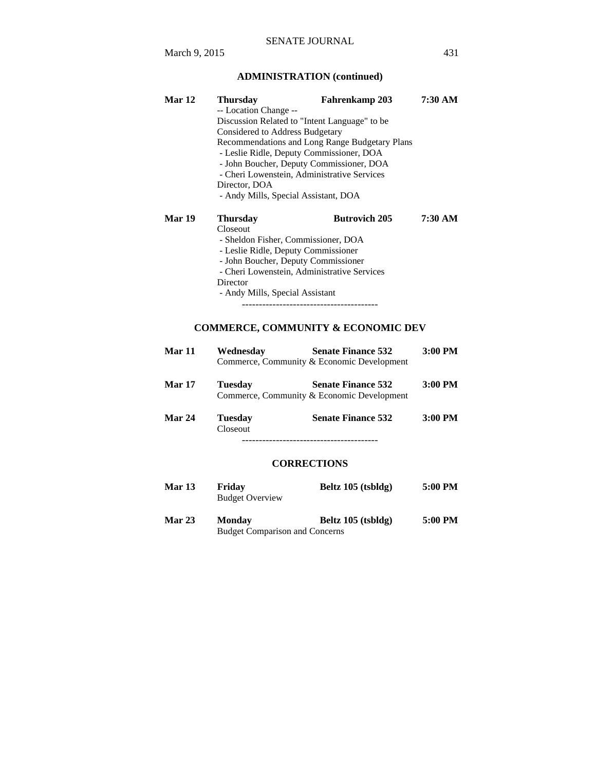## ADMINISTRATION (continued)

**Mar 12** **Thursday** **Fahrenkamp 203** **7:30 AM**
-- Location Change --
Discussion Related to "Intent Language" to be Considered to Address Budgetary Recommendations and Long Range Budgetary Plans
- Leslie Ridle, Deputy Commissioner, DOA
- John Boucher, Deputy Commissioner, DOA
- Cheri Lowenstein, Administrative Services Director, DOA
- Andy Mills, Special Assistant, DOA

**Mar 19** **Thursday** **Butrovich 205** **7:30 AM**
Closeout
- Sheldon Fisher, Commissioner, DOA
- Leslie Ridle, Deputy Commissioner
- John Boucher, Deputy Commissioner
- Cheri Lowenstein, Administrative Services Director
- Andy Mills, Special Assistant

----------------------------------------

## COMMERCE, COMMUNITY & ECONOMIC DEV

**Mar 11** **Wednesday** **Senate Finance 532** **3:00 PM**
Commerce, Community & Economic Development

**Mar 17** **Tuesday** **Senate Finance 532** **3:00 PM**
Commerce, Community & Economic Development

**Mar 24** **Tuesday** **Senate Finance 532** **3:00 PM**
Closeout

----------------------------------------

## CORRECTIONS

**Mar 13** **Friday** **Beltz 105 (tsbldg)** **5:00 PM**
Budget Overview

**Mar 23** **Monday** **Beltz 105 (tsbldg)** **5:00 PM**
Budget Comparison and Concerns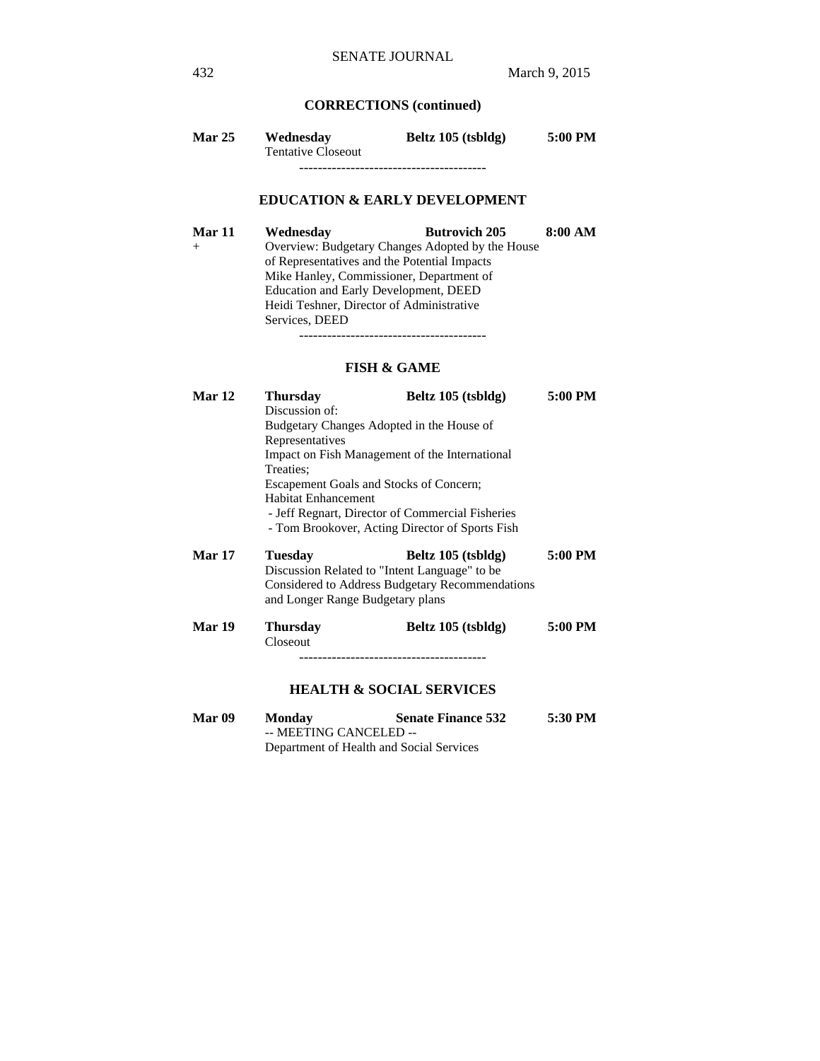**CORRECTIONS (continued)**

**Mar 25** **Wednesday** **Beltz 105 (tsbldg)** **5:00 PM**
Tentative Closeout

----------------------------------------

**EDUCATION & EARLY DEVELOPMENT**

**Mar 11** **Wednesday** **Butrovich 205** **8:00 AM**
\+ Overview: Budgetary Changes Adopted by the House of Representatives and the Potential Impacts
Mike Hanley, Commissioner, Department of Education and Early Development, DEED
Heidi Teshner, Director of Administrative Services, DEED

----------------------------------------

**FISH & GAME**

**Mar 12** **Thursday** **Beltz 105 (tsbldg)** **5:00 PM**
Discussion of:
Budgetary Changes Adopted in the House of Representatives
Impact on Fish Management of the International Treaties;
Escapement Goals and Stocks of Concern;
Habitat Enhancement
 - Jeff Regnart, Director of Commercial Fisheries
 - Tom Brookover, Acting Director of Sports Fish

**Mar 17** **Tuesday** **Beltz 105 (tsbldg)** **5:00 PM**
Discussion Related to "Intent Language" to be Considered to Address Budgetary Recommendations and Longer Range Budgetary plans

**Mar 19** **Thursday** **Beltz 105 (tsbldg)** **5:00 PM**
Closeout

----------------------------------------

**HEALTH & SOCIAL SERVICES**

**Mar 09** **Monday** **Senate Finance 532** **5:30 PM**
-- MEETING CANCELED --
Department of Health and Social Services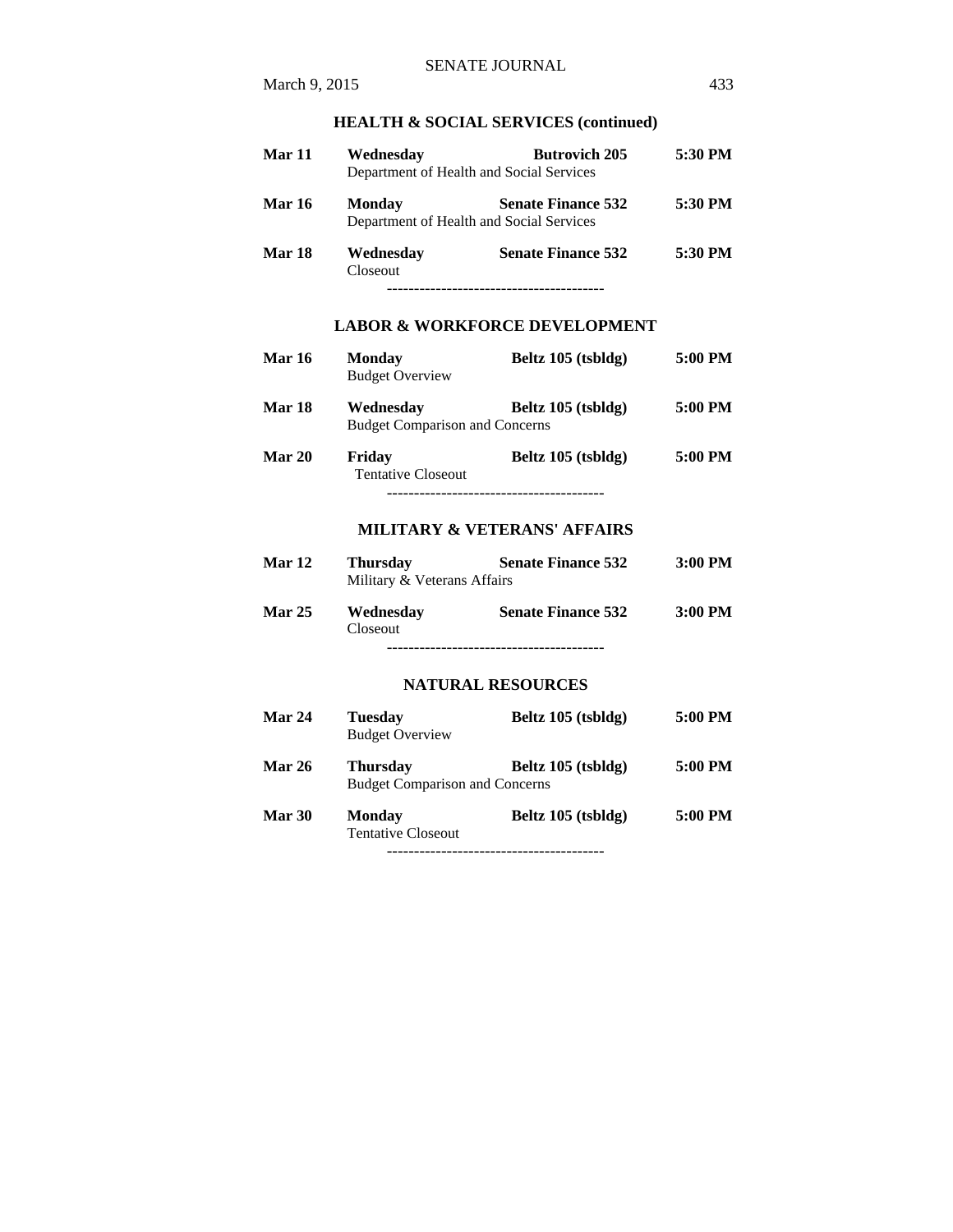### HEALTH & SOCIAL SERVICES (continued)

**Mar 11** **Wednesday** **Butrovich 205** **5:30 PM**
Department of Health and Social Services

**Mar 16** **Monday** **Senate Finance 532** **5:30 PM**
Department of Health and Social Services

**Mar 18** **Wednesday** **Senate Finance 532** **5:30 PM**
Closeout

----------------------------------------

### LABOR & WORKFORCE DEVELOPMENT

**Mar 16** **Monday** **Beltz 105 (tsbldg)** **5:00 PM**
Budget Overview

**Mar 18** **Wednesday** **Beltz 105 (tsbldg)** **5:00 PM**
Budget Comparison and Concerns

**Mar 20** **Friday** **Beltz 105 (tsbldg)** **5:00 PM**
Tentative Closeout

----------------------------------------

### MILITARY & VETERANS' AFFAIRS

**Mar 12** **Thursday** **Senate Finance 532** **3:00 PM**
Military & Veterans Affairs

**Mar 25** **Wednesday** **Senate Finance 532** **3:00 PM**
Closeout

----------------------------------------

### NATURAL RESOURCES

**Mar 24** **Tuesday** **Beltz 105 (tsbldg)** **5:00 PM**
Budget Overview

**Mar 26** **Thursday** **Beltz 105 (tsbldg)** **5:00 PM**
Budget Comparison and Concerns

**Mar 30** **Monday** **Beltz 105 (tsbldg)** **5:00 PM**
Tentative Closeout

----------------------------------------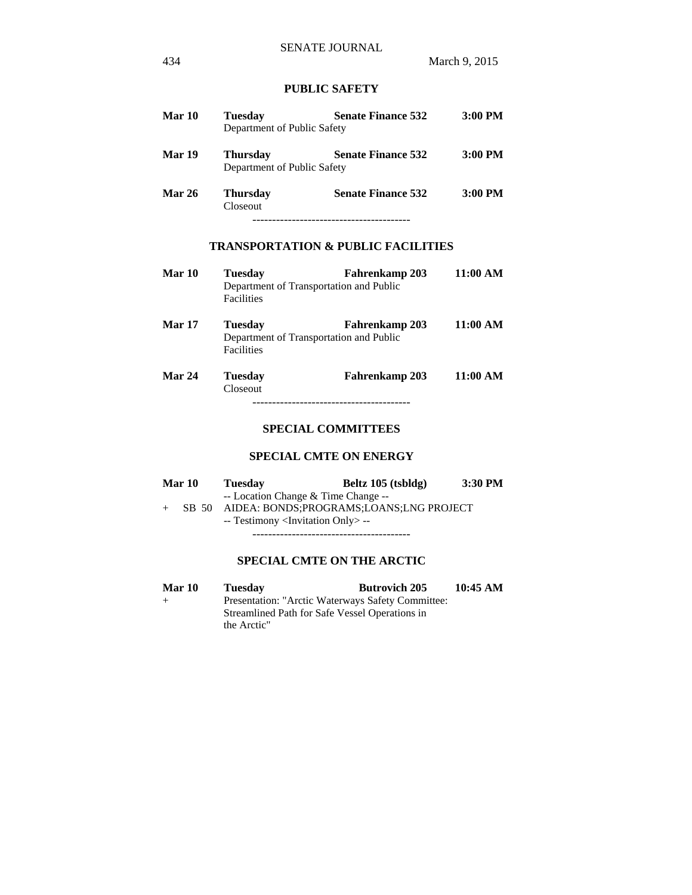## PUBLIC SAFETY

**Mar 10** **Tuesday** **Senate Finance 532** **3:00 PM**
Department of Public Safety

**Mar 19** **Thursday** **Senate Finance 532** **3:00 PM**
Department of Public Safety

**Mar 26** **Thursday** **Senate Finance 532** **3:00 PM**
Closeout

----------------------------------------

## TRANSPORTATION & PUBLIC FACILITIES

**Mar 10** **Tuesday** **Fahrenkamp 203** **11:00 AM**
Department of Transportation and Public Facilities

**Mar 17** **Tuesday** **Fahrenkamp 203** **11:00 AM**
Department of Transportation and Public Facilities

**Mar 24** **Tuesday** **Fahrenkamp 203** **11:00 AM**
Closeout

----------------------------------------

## SPECIAL COMMITTEES

## SPECIAL CMTE ON ENERGY

**Mar 10** **Tuesday** **Beltz 105 (tsbldg)** **3:30 PM**
-- Location Change & Time Change --
\+ SB 50 AIDEA: BONDS;PROGRAMS;LOANS;LNG PROJECT
-- Testimony <Invitation Only> --

----------------------------------------

## SPECIAL CMTE ON THE ARCTIC

**Mar 10** **Tuesday** **Butrovich 205** **10:45 AM**
\+ Presentation: "Arctic Waterways Safety Committee: Streamlined Path for Safe Vessel Operations in the Arctic"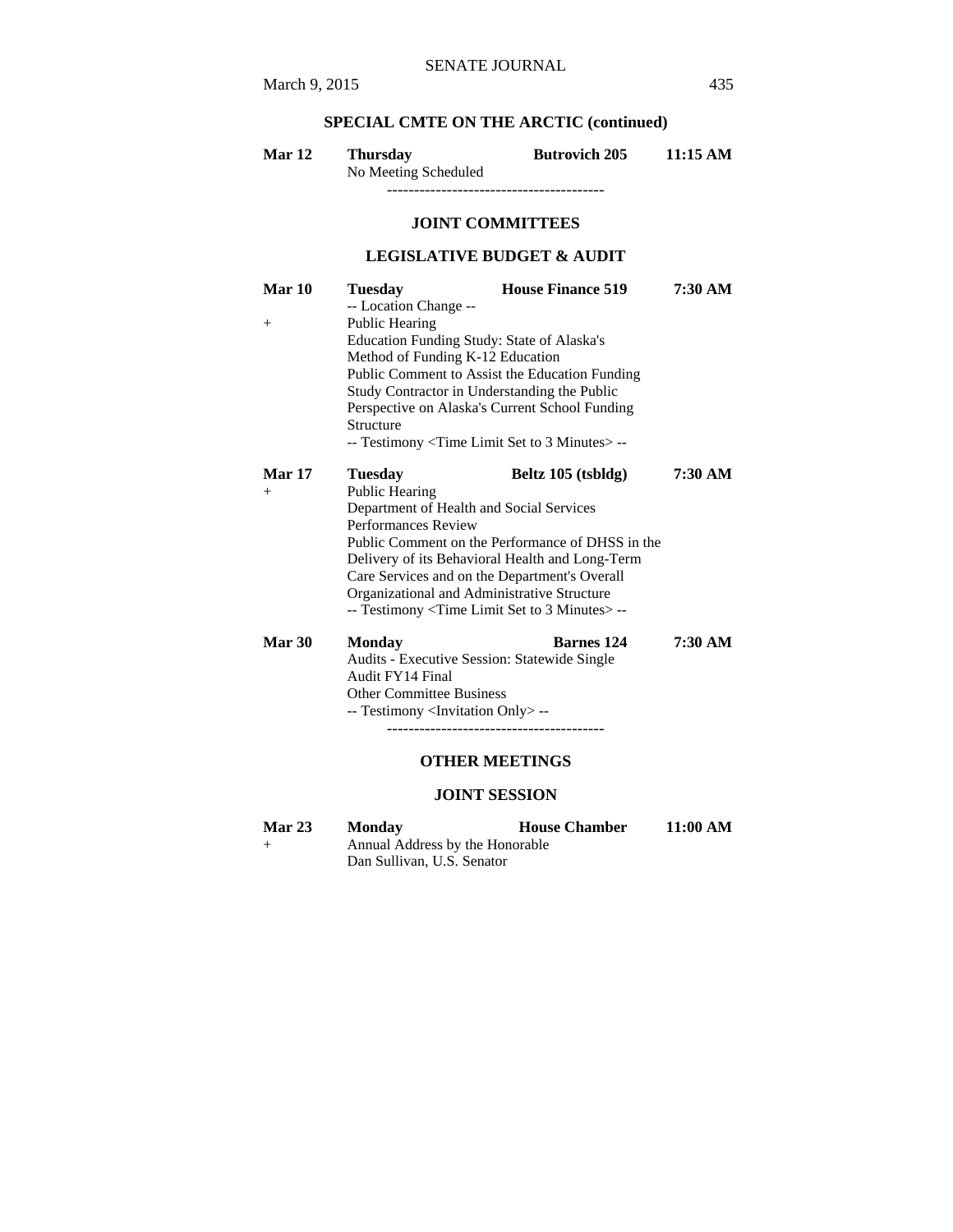## SPECIAL CMTE ON THE ARCTIC (continued)

| | | | |
|---|---|---|---|
| **Mar 12** | **Thursday** | **Butrovich 205** | **11:15 AM** |
| | No Meeting Scheduled | | |

----------------------------------------

## JOINT COMMITTEES

### LEGISLATIVE BUDGET & AUDIT

| | | | |
|---|---|---|---|
| **Mar 10** | **Tuesday** | **House Finance 519** | **7:30 AM** |
| | -- Location Change -- | | |
| + | Public Hearing<br>Education Funding Study: State of Alaska's Method of Funding K-12 Education<br>Public Comment to Assist the Education Funding Study Contractor in Understanding the Public Perspective on Alaska's Current School Funding Structure<br>-- Testimony <Time Limit Set to 3 Minutes> -- | | |
| **Mar 17** | **Tuesday** | **Beltz 105 (tsbldg)** | **7:30 AM** |
| + | Public Hearing<br>Department of Health and Social Services Performances Review<br>Public Comment on the Performance of DHSS in the Delivery of its Behavioral Health and Long-Term Care Services and on the Department's Overall Organizational and Administrative Structure<br>-- Testimony <Time Limit Set to 3 Minutes> -- | | |
| **Mar 30** | **Monday** | **Barnes 124** | **7:30 AM** |
| | Audits - Executive Session: Statewide Single Audit FY14 Final<br>Other Committee Business<br>-- Testimony <Invitation Only> -- | | |

----------------------------------------

## OTHER MEETINGS

### JOINT SESSION

| | | | |
|---|---|---|---|
| **Mar 23** | **Monday** | **House Chamber** | **11:00 AM** |
| + | Annual Address by the Honorable<br>Dan Sullivan, U.S. Senator | | |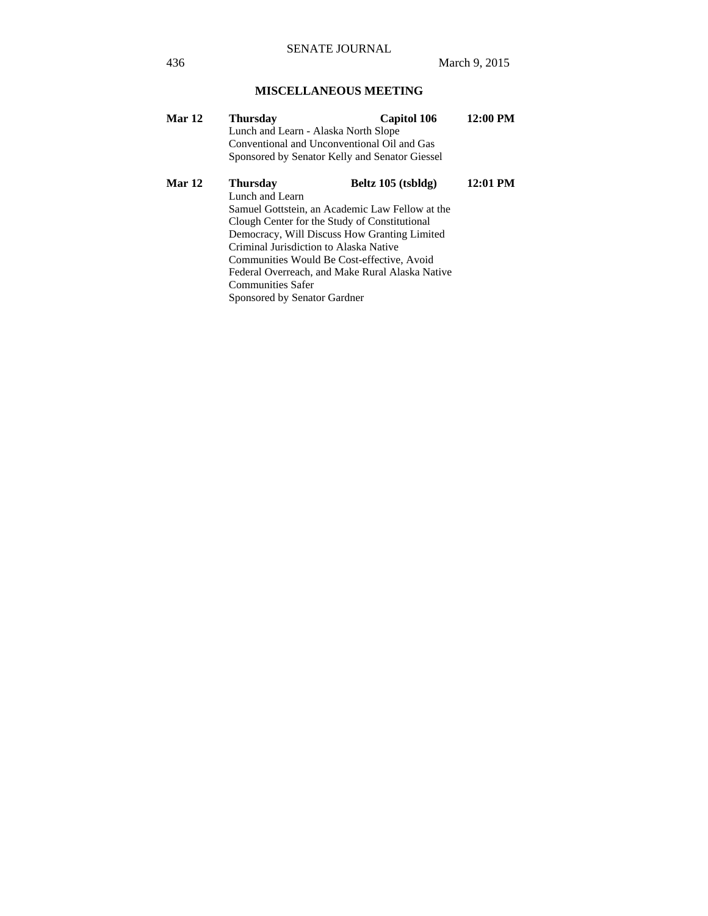## MISCELLANEOUS MEETING

**Mar 12** **Thursday** **Capitol 106** **12:00 PM**
Lunch and Learn - Alaska North Slope
Conventional and Unconventional Oil and Gas
Sponsored by Senator Kelly and Senator Giessel

**Mar 12** **Thursday** **Beltz 105 (tsbldg)** **12:01 PM**
Lunch and Learn
Samuel Gottstein, an Academic Law Fellow at the
Clough Center for the Study of Constitutional
Democracy, Will Discuss How Granting Limited
Criminal Jurisdiction to Alaska Native
Communities Would Be Cost-effective, Avoid
Federal Overreach, and Make Rural Alaska Native
Communities Safer
Sponsored by Senator Gardner